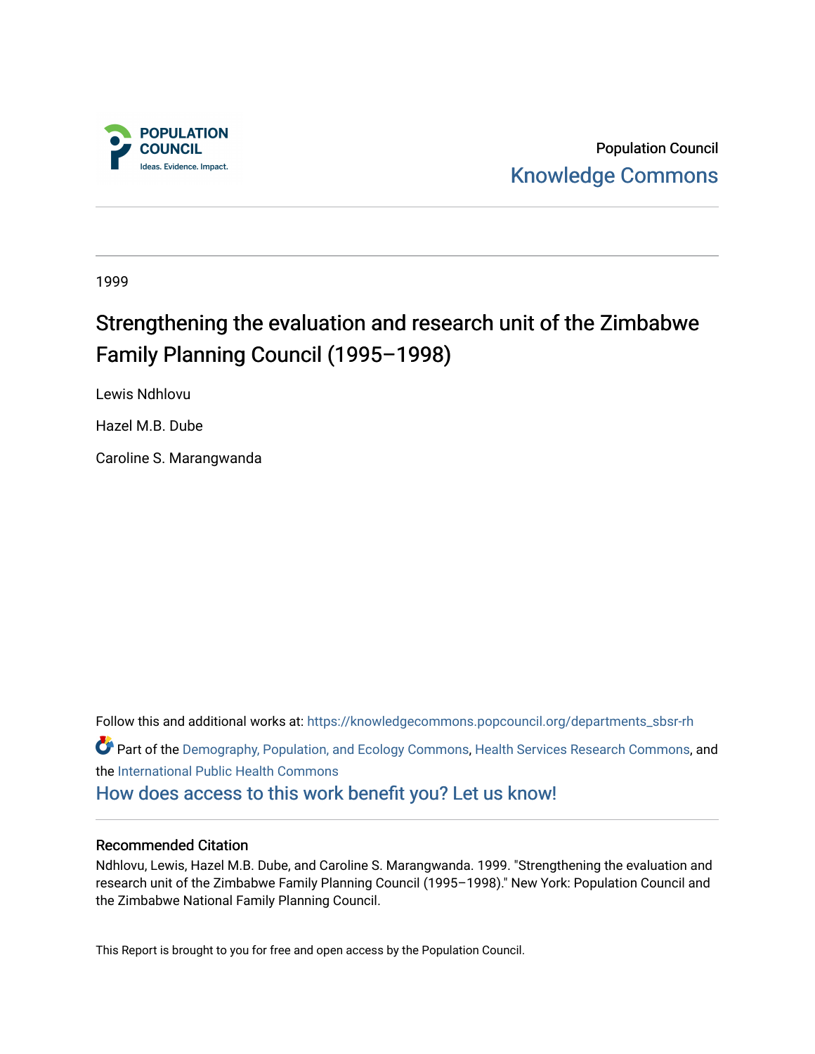POPULATION COUNCIL
Ideas. Evidence. Impact.

Population Council
Knowledge Commons

1999

# Strengthening the evaluation and research unit of the Zimbabwe Family Planning Council (1995–1998)

Lewis Ndhlovu

Hazel M.B. Dube

Caroline S. Marangwanda

Follow this and additional works at: https://knowledgecommons.popcouncil.org/departments_sbsr-rh

Part of the Demography, Population, and Ecology Commons, Health Services Research Commons, and the International Public Health Commons

How does access to this work benefit you? Let us know!

## Recommended Citation

Ndhlovu, Lewis, Hazel M.B. Dube, and Caroline S. Marangwanda. 1999. "Strengthening the evaluation and research unit of the Zimbabwe Family Planning Council (1995–1998)." New York: Population Council and the Zimbabwe National Family Planning Council.

This Report is brought to you for free and open access by the Population Council.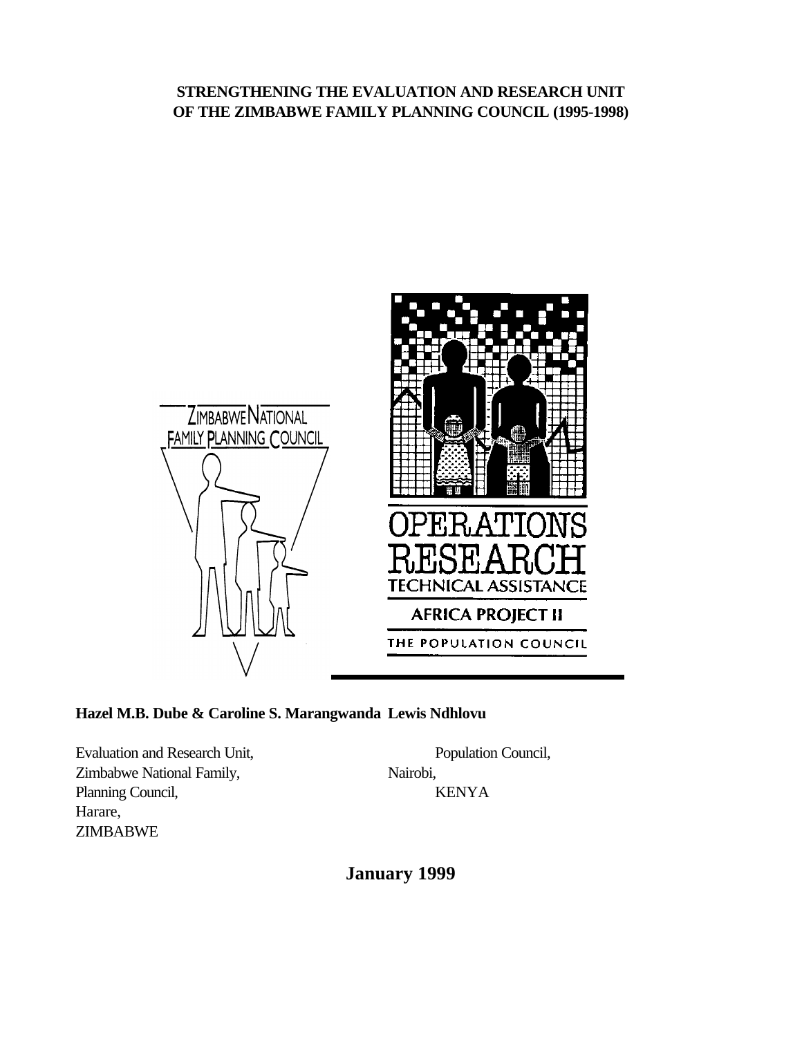**STRENGTHENING THE EVALUATION AND RESEARCH UNIT OF THE ZIMBABWE FAMILY PLANNING COUNCIL (1995-1998)**

**Hazel M.B. Dube & Caroline S. Marangwanda** **Lewis Ndhlovu**

Evaluation and Research Unit,
Zimbabwe National Family,
Planning Council,
Harare,
ZIMBABWE

Population Council,
Nairobi,
KENYA

**January 1999**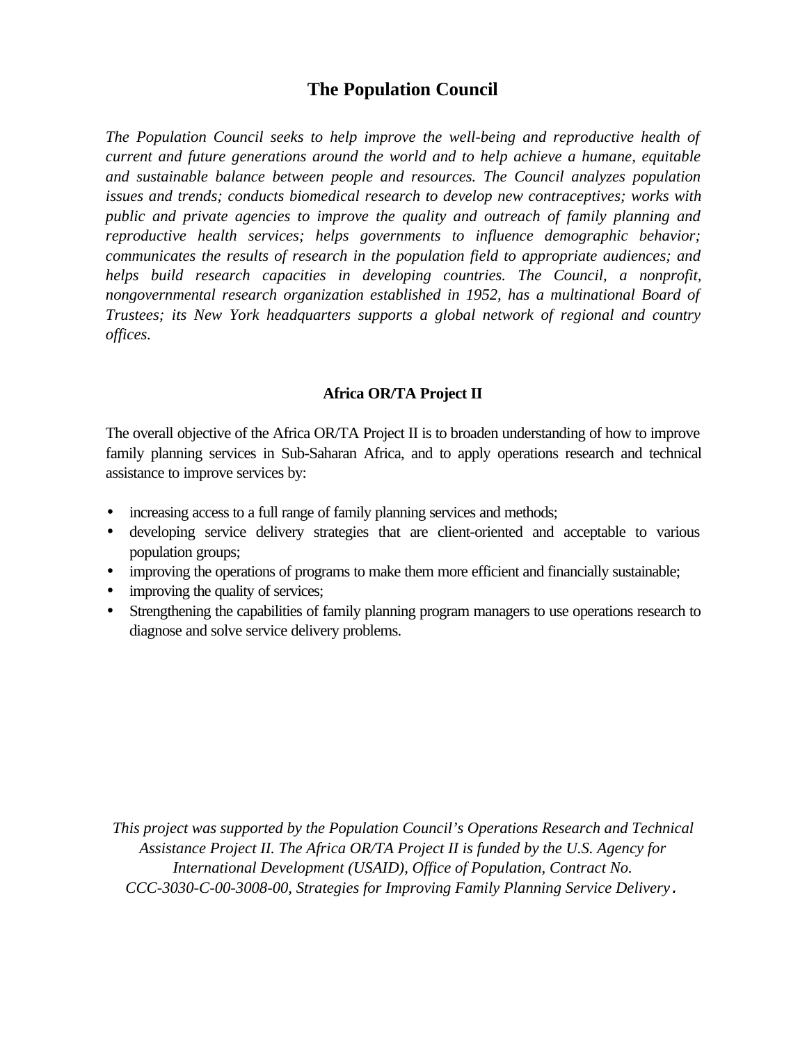## The Population Council

*The Population Council seeks to help improve the well-being and reproductive health of current and future generations around the world and to help achieve a humane, equitable and sustainable balance between people and resources. The Council analyzes population issues and trends; conducts biomedical research to develop new contraceptives; works with public and private agencies to improve the quality and outreach of family planning and reproductive health services; helps governments to influence demographic behavior; communicates the results of research in the population field to appropriate audiences; and helps build research capacities in developing countries. The Council, a nonprofit, nongovernmental research organization established in 1952, has a multinational Board of Trustees; its New York headquarters supports a global network of regional and country offices.*

### Africa OR/TA Project II

The overall objective of the Africa OR/TA Project II is to broaden understanding of how to improve family planning services in Sub-Saharan Africa, and to apply operations research and technical assistance to improve services by:

- increasing access to a full range of family planning services and methods;
- developing service delivery strategies that are client-oriented and acceptable to various population groups;
- improving the operations of programs to make them more efficient and financially sustainable;
- improving the quality of services;
- Strengthening the capabilities of family planning program managers to use operations research to diagnose and solve service delivery problems.

*This project was supported by the Population Council's Operations Research and Technical Assistance Project II. The Africa OR/TA Project II is funded by the U.S. Agency for International Development (USAID), Office of Population, Contract No. CCC-3030-C-00-3008-00, Strategies for Improving Family Planning Service Delivery.*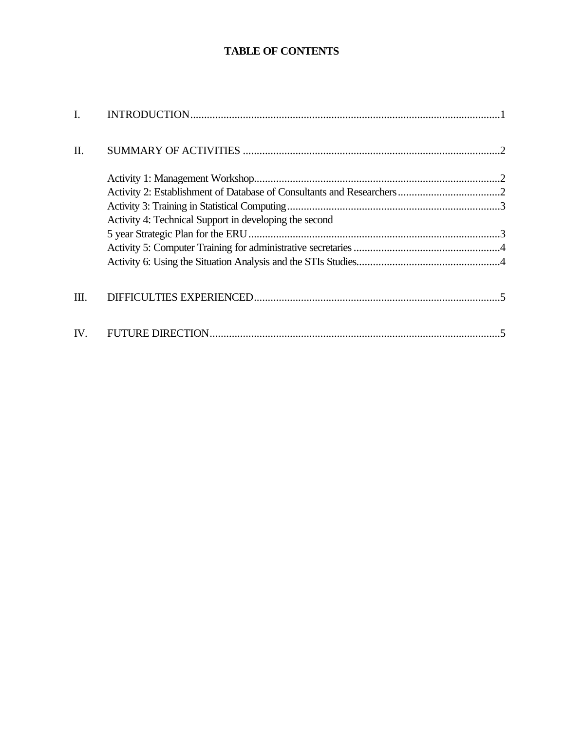# TABLE OF CONTENTS

I. INTRODUCTION ........................................................................................................ 1

II. SUMMARY OF ACTIVITIES ........................................................................................ 2

- Activity 1: Management Workshop ................................................................................ 2
- Activity 2: Establishment of Database of Consultants and Researchers ............................ 2
- Activity 3: Training in Statistical Computing ................................................................... 3
- Activity 4: Technical Support in developing the second 5 year Strategic Plan for the ERU ........................................................................................ 3
- Activity 5: Computer Training for administrative secretaries ............................................ 4
- Activity 6: Using the Situation Analysis and the STIs Studies ........................................... 4

III. DIFFICULTIES EXPERIENCED .................................................................................. 5

IV. FUTURE DIRECTION ................................................................................................ 5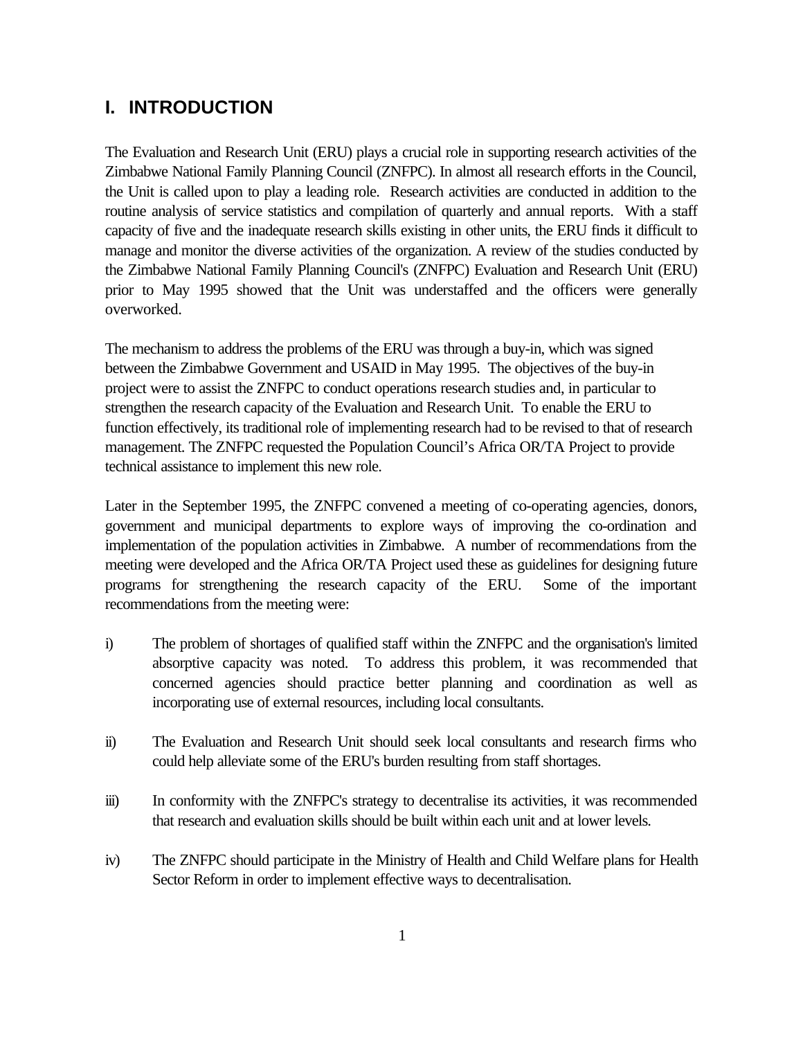## I. INTRODUCTION

The Evaluation and Research Unit (ERU) plays a crucial role in supporting research activities of the Zimbabwe National Family Planning Council (ZNFPC). In almost all research efforts in the Council, the Unit is called upon to play a leading role. Research activities are conducted in addition to the routine analysis of service statistics and compilation of quarterly and annual reports. With a staff capacity of five and the inadequate research skills existing in other units, the ERU finds it difficult to manage and monitor the diverse activities of the organization. A review of the studies conducted by the Zimbabwe National Family Planning Council's (ZNFPC) Evaluation and Research Unit (ERU) prior to May 1995 showed that the Unit was understaffed and the officers were generally overworked.

The mechanism to address the problems of the ERU was through a buy-in, which was signed between the Zimbabwe Government and USAID in May 1995. The objectives of the buy-in project were to assist the ZNFPC to conduct operations research studies and, in particular to strengthen the research capacity of the Evaluation and Research Unit. To enable the ERU to function effectively, its traditional role of implementing research had to be revised to that of research management. The ZNFPC requested the Population Council's Africa OR/TA Project to provide technical assistance to implement this new role.

Later in the September 1995, the ZNFPC convened a meeting of co-operating agencies, donors, government and municipal departments to explore ways of improving the co-ordination and implementation of the population activities in Zimbabwe. A number of recommendations from the meeting were developed and the Africa OR/TA Project used these as guidelines for designing future programs for strengthening the research capacity of the ERU. Some of the important recommendations from the meeting were:

i) The problem of shortages of qualified staff within the ZNFPC and the organisation's limited absorptive capacity was noted. To address this problem, it was recommended that concerned agencies should practice better planning and coordination as well as incorporating use of external resources, including local consultants.

ii) The Evaluation and Research Unit should seek local consultants and research firms who could help alleviate some of the ERU's burden resulting from staff shortages.

iii) In conformity with the ZNFPC's strategy to decentralise its activities, it was recommended that research and evaluation skills should be built within each unit and at lower levels.

iv) The ZNFPC should participate in the Ministry of Health and Child Welfare plans for Health Sector Reform in order to implement effective ways to decentralisation.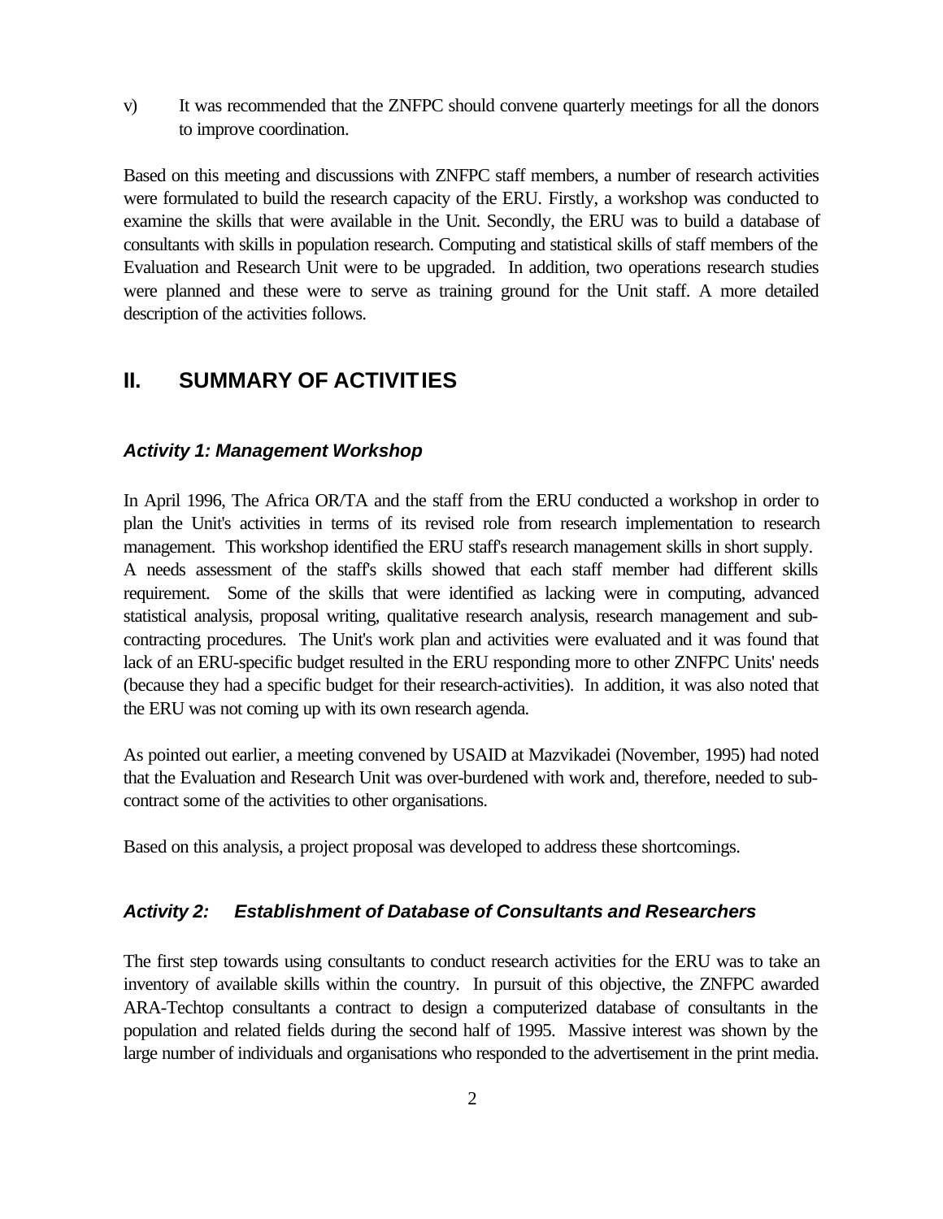v) It was recommended that the ZNFPC should convene quarterly meetings for all the donors to improve coordination.

Based on this meeting and discussions with ZNFPC staff members, a number of research activities were formulated to build the research capacity of the ERU. Firstly, a workshop was conducted to examine the skills that were available in the Unit. Secondly, the ERU was to build a database of consultants with skills in population research. Computing and statistical skills of staff members of the Evaluation and Research Unit were to be upgraded. In addition, two operations research studies were planned and these were to serve as training ground for the Unit staff. A more detailed description of the activities follows.

## II. SUMMARY OF ACTIVITIES

### *Activity 1: Management Workshop*

In April 1996, The Africa OR/TA and the staff from the ERU conducted a workshop in order to plan the Unit's activities in terms of its revised role from research implementation to research management. This workshop identified the ERU staff's research management skills in short supply. A needs assessment of the staff's skills showed that each staff member had different skills requirement. Some of the skills that were identified as lacking were in computing, advanced statistical analysis, proposal writing, qualitative research analysis, research management and sub-contracting procedures. The Unit's work plan and activities were evaluated and it was found that lack of an ERU-specific budget resulted in the ERU responding more to other ZNFPC Units' needs (because they had a specific budget for their research-activities). In addition, it was also noted that the ERU was not coming up with its own research agenda.

As pointed out earlier, a meeting convened by USAID at Mazvikadei (November, 1995) had noted that the Evaluation and Research Unit was over-burdened with work and, therefore, needed to sub-contract some of the activities to other organisations.

Based on this analysis, a project proposal was developed to address these shortcomings.

### *Activity 2: Establishment of Database of Consultants and Researchers*

The first step towards using consultants to conduct research activities for the ERU was to take an inventory of available skills within the country. In pursuit of this objective, the ZNFPC awarded ARA-Techtop consultants a contract to design a computerized database of consultants in the population and related fields during the second half of 1995. Massive interest was shown by the large number of individuals and organisations who responded to the advertisement in the print media.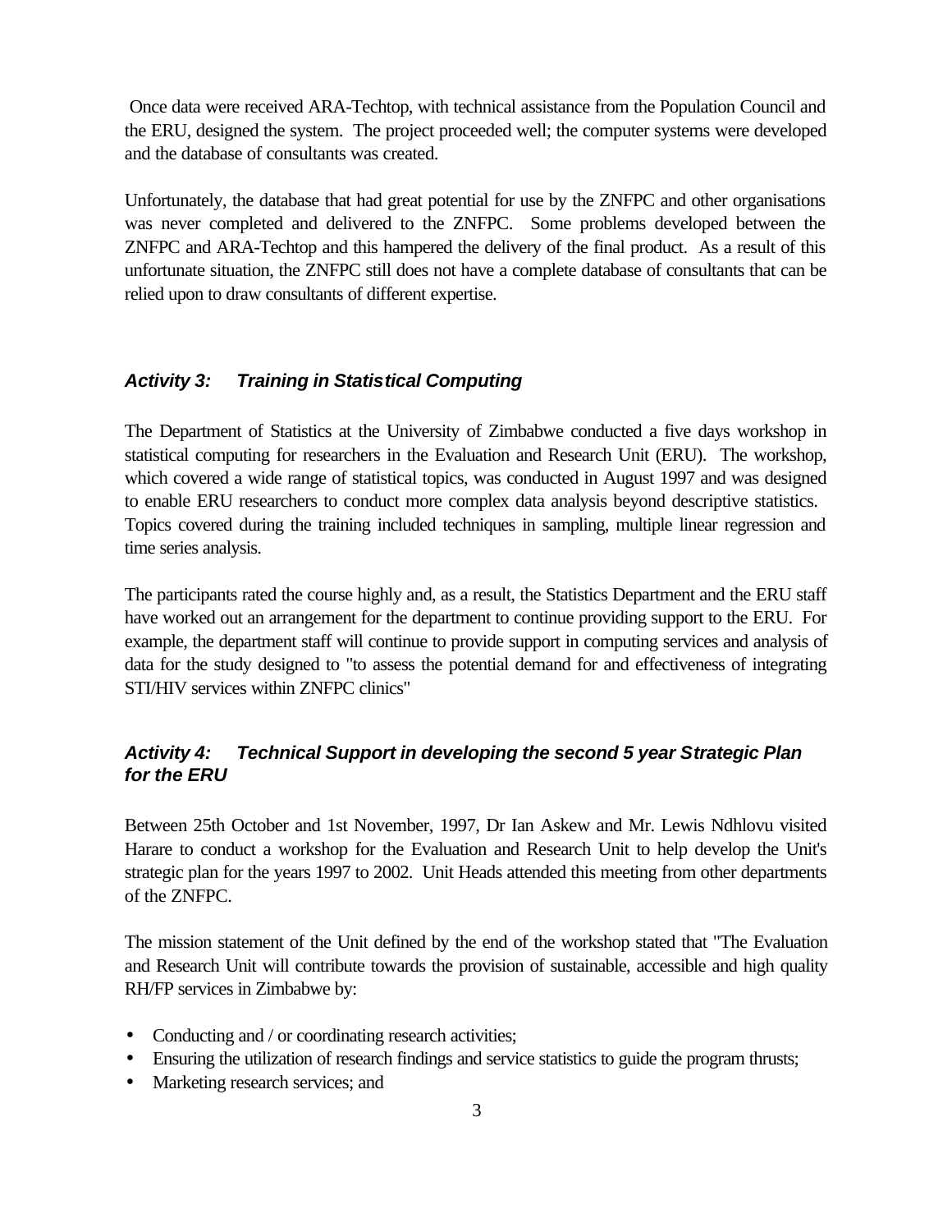Once data were received ARA-Techtop, with technical assistance from the Population Council and the ERU, designed the system. The project proceeded well; the computer systems were developed and the database of consultants was created.

Unfortunately, the database that had great potential for use by the ZNFPC and other organisations was never completed and delivered to the ZNFPC. Some problems developed between the ZNFPC and ARA-Techtop and this hampered the delivery of the final product. As a result of this unfortunate situation, the ZNFPC still does not have a complete database of consultants that can be relied upon to draw consultants of different expertise.

### *Activity 3: Training in Statistical Computing*

The Department of Statistics at the University of Zimbabwe conducted a five days workshop in statistical computing for researchers in the Evaluation and Research Unit (ERU). The workshop, which covered a wide range of statistical topics, was conducted in August 1997 and was designed to enable ERU researchers to conduct more complex data analysis beyond descriptive statistics. Topics covered during the training included techniques in sampling, multiple linear regression and time series analysis.

The participants rated the course highly and, as a result, the Statistics Department and the ERU staff have worked out an arrangement for the department to continue providing support to the ERU. For example, the department staff will continue to provide support in computing services and analysis of data for the study designed to "to assess the potential demand for and effectiveness of integrating STI/HIV services within ZNFPC clinics"

### *Activity 4: Technical Support in developing the second 5 year Strategic Plan for the ERU*

Between 25th October and 1st November, 1997, Dr Ian Askew and Mr. Lewis Ndhlovu visited Harare to conduct a workshop for the Evaluation and Research Unit to help develop the Unit's strategic plan for the years 1997 to 2002. Unit Heads attended this meeting from other departments of the ZNFPC.

The mission statement of the Unit defined by the end of the workshop stated that "The Evaluation and Research Unit will contribute towards the provision of sustainable, accessible and high quality RH/FP services in Zimbabwe by:

- Conducting and / or coordinating research activities;
- Ensuring the utilization of research findings and service statistics to guide the program thrusts;
- Marketing research services; and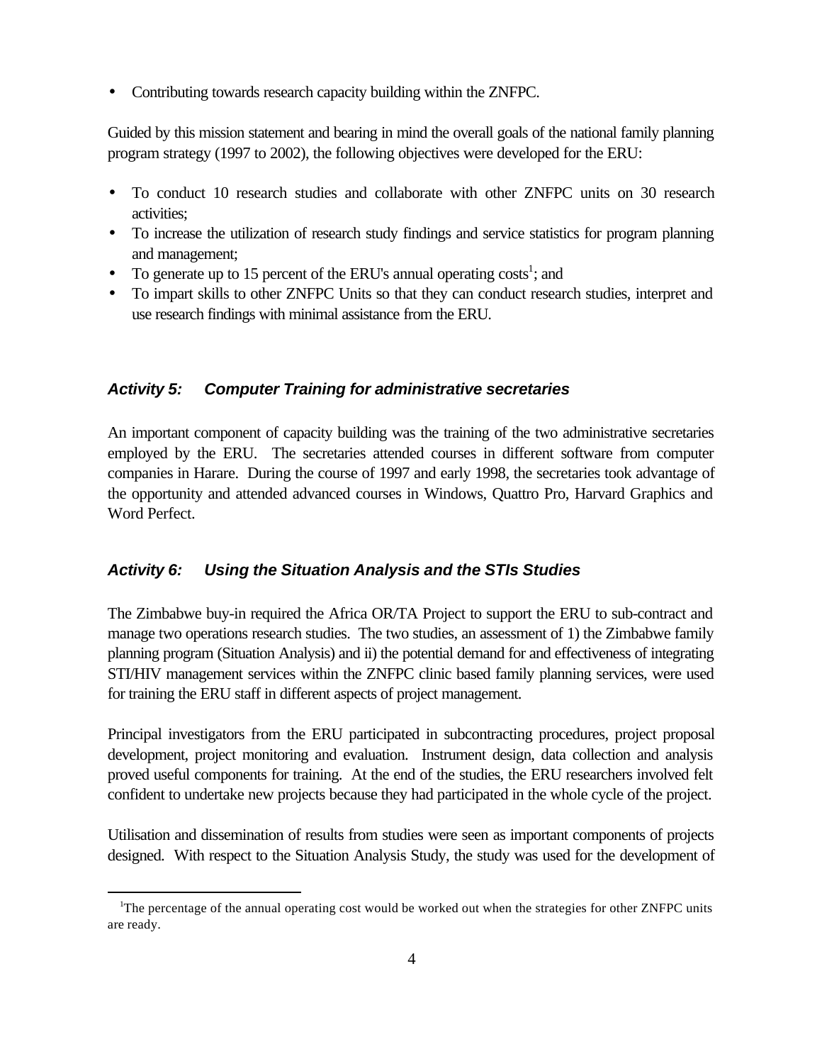- Contributing towards research capacity building within the ZNFPC.

Guided by this mission statement and bearing in mind the overall goals of the national family planning program strategy (1997 to 2002), the following objectives were developed for the ERU:

- To conduct 10 research studies and collaborate with other ZNFPC units on 30 research activities;
- To increase the utilization of research study findings and service statistics for program planning and management;
- To generate up to 15 percent of the ERU's annual operating costs[1]; and
- To impart skills to other ZNFPC Units so that they can conduct research studies, interpret and use research findings with minimal assistance from the ERU.

### *Activity 5: Computer Training for administrative secretaries*

An important component of capacity building was the training of the two administrative secretaries employed by the ERU. The secretaries attended courses in different software from computer companies in Harare. During the course of 1997 and early 1998, the secretaries took advantage of the opportunity and attended advanced courses in Windows, Quattro Pro, Harvard Graphics and Word Perfect.

### *Activity 6: Using the Situation Analysis and the STIs Studies*

The Zimbabwe buy-in required the Africa OR/TA Project to support the ERU to sub-contract and manage two operations research studies. The two studies, an assessment of 1) the Zimbabwe family planning program (Situation Analysis) and ii) the potential demand for and effectiveness of integrating STI/HIV management services within the ZNFPC clinic based family planning services, were used for training the ERU staff in different aspects of project management.

Principal investigators from the ERU participated in subcontracting procedures, project proposal development, project monitoring and evaluation. Instrument design, data collection and analysis proved useful components for training. At the end of the studies, the ERU researchers involved felt confident to undertake new projects because they had participated in the whole cycle of the project.

Utilisation and dissemination of results from studies were seen as important components of projects designed. With respect to the Situation Analysis Study, the study was used for the development of

[1] The percentage of the annual operating cost would be worked out when the strategies for other ZNFPC units are ready.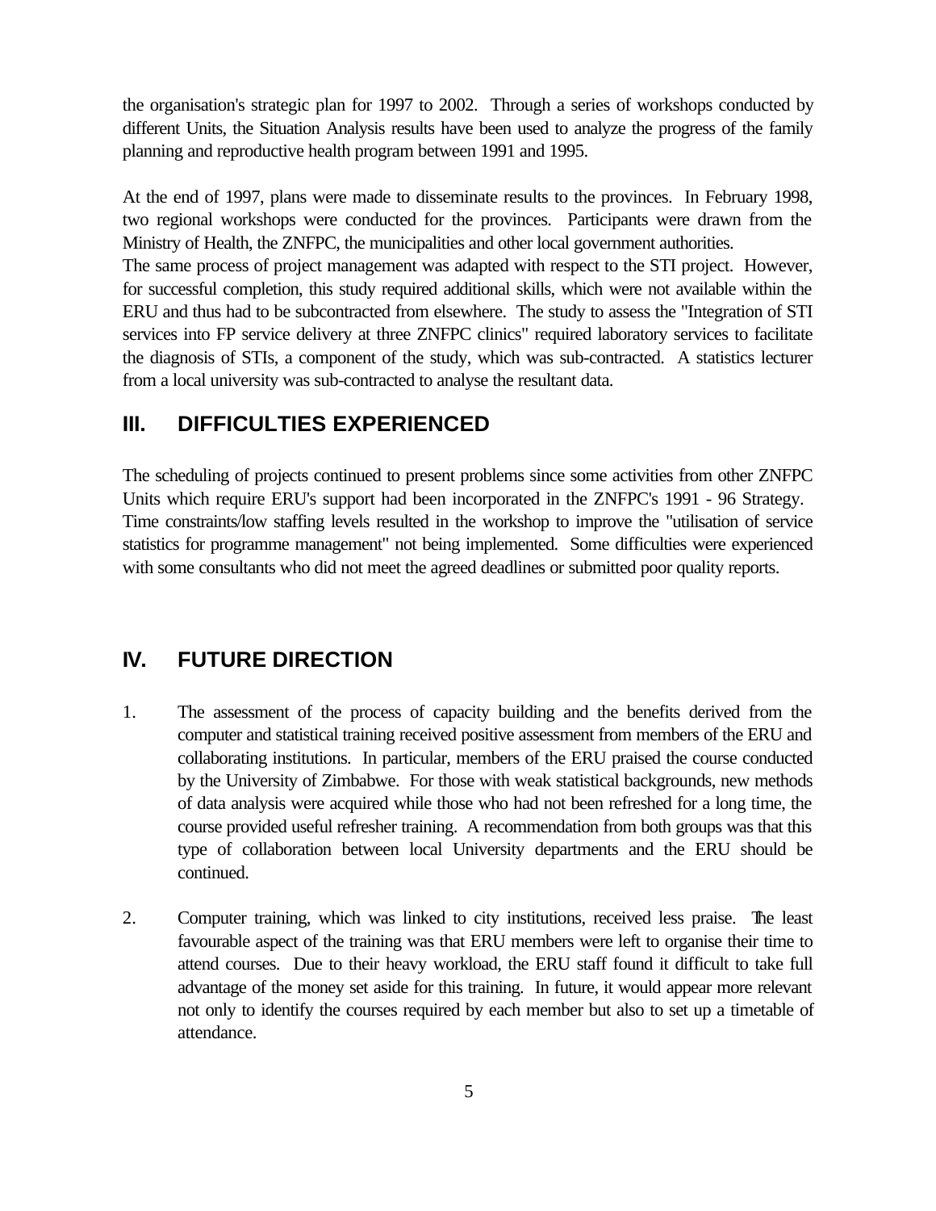the organisation's strategic plan for 1997 to 2002. Through a series of workshops conducted by different Units, the Situation Analysis results have been used to analyze the progress of the family planning and reproductive health program between 1991 and 1995.

At the end of 1997, plans were made to disseminate results to the provinces. In February 1998, two regional workshops were conducted for the provinces. Participants were drawn from the Ministry of Health, the ZNFPC, the municipalities and other local government authorities.
The same process of project management was adapted with respect to the STI project. However, for successful completion, this study required additional skills, which were not available within the ERU and thus had to be subcontracted from elsewhere. The study to assess the "Integration of STI services into FP service delivery at three ZNFPC clinics" required laboratory services to facilitate the diagnosis of STIs, a component of the study, which was sub-contracted. A statistics lecturer from a local university was sub-contracted to analyse the resultant data.

## III. DIFFICULTIES EXPERIENCED

The scheduling of projects continued to present problems since some activities from other ZNFPC Units which require ERU's support had been incorporated in the ZNFPC's 1991 - 96 Strategy. Time constraints/low staffing levels resulted in the workshop to improve the "utilisation of service statistics for programme management" not being implemented. Some difficulties were experienced with some consultants who did not meet the agreed deadlines or submitted poor quality reports.

## IV. FUTURE DIRECTION

1. The assessment of the process of capacity building and the benefits derived from the computer and statistical training received positive assessment from members of the ERU and collaborating institutions. In particular, members of the ERU praised the course conducted by the University of Zimbabwe. For those with weak statistical backgrounds, new methods of data analysis were acquired while those who had not been refreshed for a long time, the course provided useful refresher training. A recommendation from both groups was that this type of collaboration between local University departments and the ERU should be continued.

2. Computer training, which was linked to city institutions, received less praise. The least favourable aspect of the training was that ERU members were left to organise their time to attend courses. Due to their heavy workload, the ERU staff found it difficult to take full advantage of the money set aside for this training. In future, it would appear more relevant not only to identify the courses required by each member but also to set up a timetable of attendance.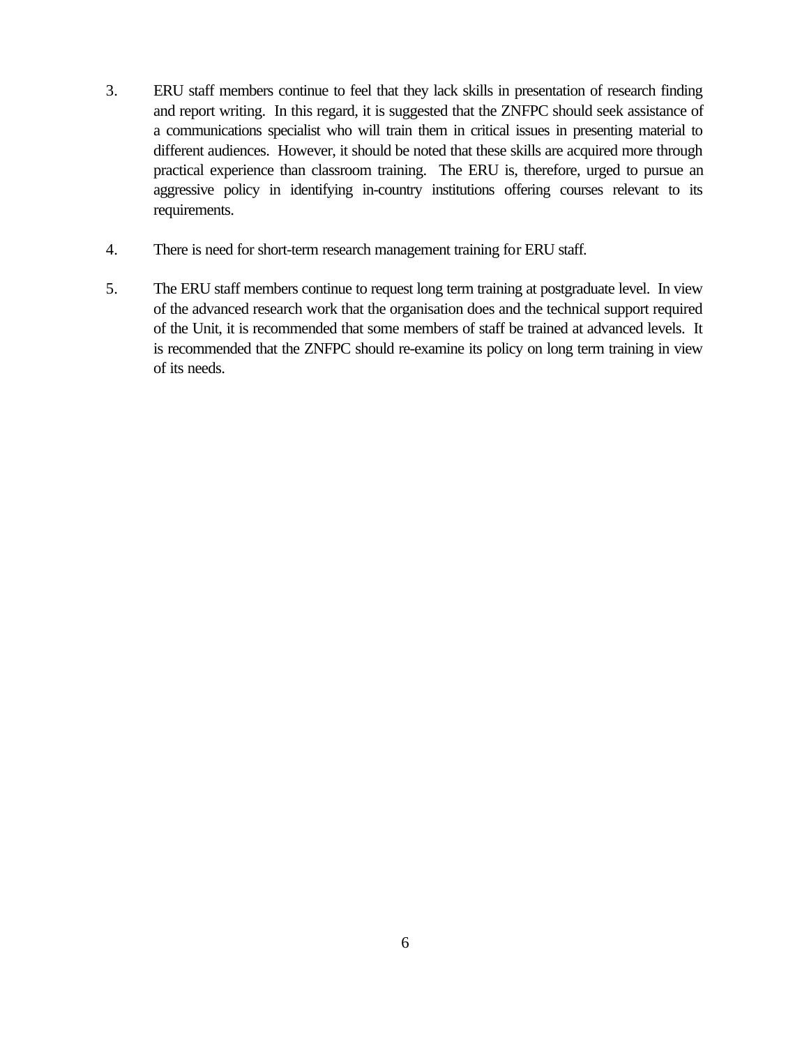3. ERU staff members continue to feel that they lack skills in presentation of research finding and report writing. In this regard, it is suggested that the ZNFPC should seek assistance of a communications specialist who will train them in critical issues in presenting material to different audiences. However, it should be noted that these skills are acquired more through practical experience than classroom training. The ERU is, therefore, urged to pursue an aggressive policy in identifying in-country institutions offering courses relevant to its requirements.

4. There is need for short-term research management training for ERU staff.

5. The ERU staff members continue to request long term training at postgraduate level. In view of the advanced research work that the organisation does and the technical support required of the Unit, it is recommended that some members of staff be trained at advanced levels. It is recommended that the ZNFPC should re-examine its policy on long term training in view of its needs.